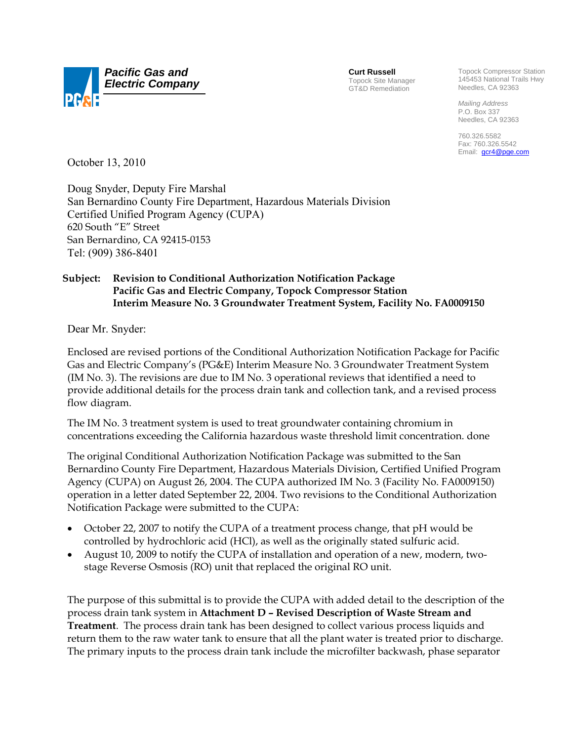**Pacific Gas and Electric Company**

**Curt Russell**
Topock Site Manager
GT&D Remediation

Topock Compressor Station
145453 National Trails Hwy
Needles, CA 92363

*Mailing Address*
P.O. Box 337
Needles, CA 92363

760.326.5582
Fax: 760.326.5542
Email: gcr4@pge.com

October 13, 2010

Doug Snyder, Deputy Fire Marshal
San Bernardino County Fire Department, Hazardous Materials Division
Certified Unified Program Agency (CUPA)
620 South "E" Street
San Bernardino, CA 92415-0153
Tel: (909) 386-8401

**Subject: Revision to Conditional Authorization Notification Package**
**Pacific Gas and Electric Company, Topock Compressor Station**
**Interim Measure No. 3 Groundwater Treatment System, Facility No. FA0009150**

Dear Mr. Snyder:

Enclosed are revised portions of the Conditional Authorization Notification Package for Pacific Gas and Electric Company's (PG&E) Interim Measure No. 3 Groundwater Treatment System (IM No. 3). The revisions are due to IM No. 3 operational reviews that identified a need to provide additional details for the process drain tank and collection tank, and a revised process flow diagram.

The IM No. 3 treatment system is used to treat groundwater containing chromium in concentrations exceeding the California hazardous waste threshold limit concentration. done

The original Conditional Authorization Notification Package was submitted to the San Bernardino County Fire Department, Hazardous Materials Division, Certified Unified Program Agency (CUPA) on August 26, 2004. The CUPA authorized IM No. 3 (Facility No. FA0009150) operation in a letter dated September 22, 2004. Two revisions to the Conditional Authorization Notification Package were submitted to the CUPA:

- October 22, 2007 to notify the CUPA of a treatment process change, that pH would be controlled by hydrochloric acid (HCl), as well as the originally stated sulfuric acid.
- August 10, 2009 to notify the CUPA of installation and operation of a new, modern, two-stage Reverse Osmosis (RO) unit that replaced the original RO unit.

The purpose of this submittal is to provide the CUPA with added detail to the description of the process drain tank system in **Attachment D – Revised Description of Waste Stream and Treatment**. The process drain tank has been designed to collect various process liquids and return them to the raw water tank to ensure that all the plant water is treated prior to discharge. The primary inputs to the process drain tank include the microfilter backwash, phase separator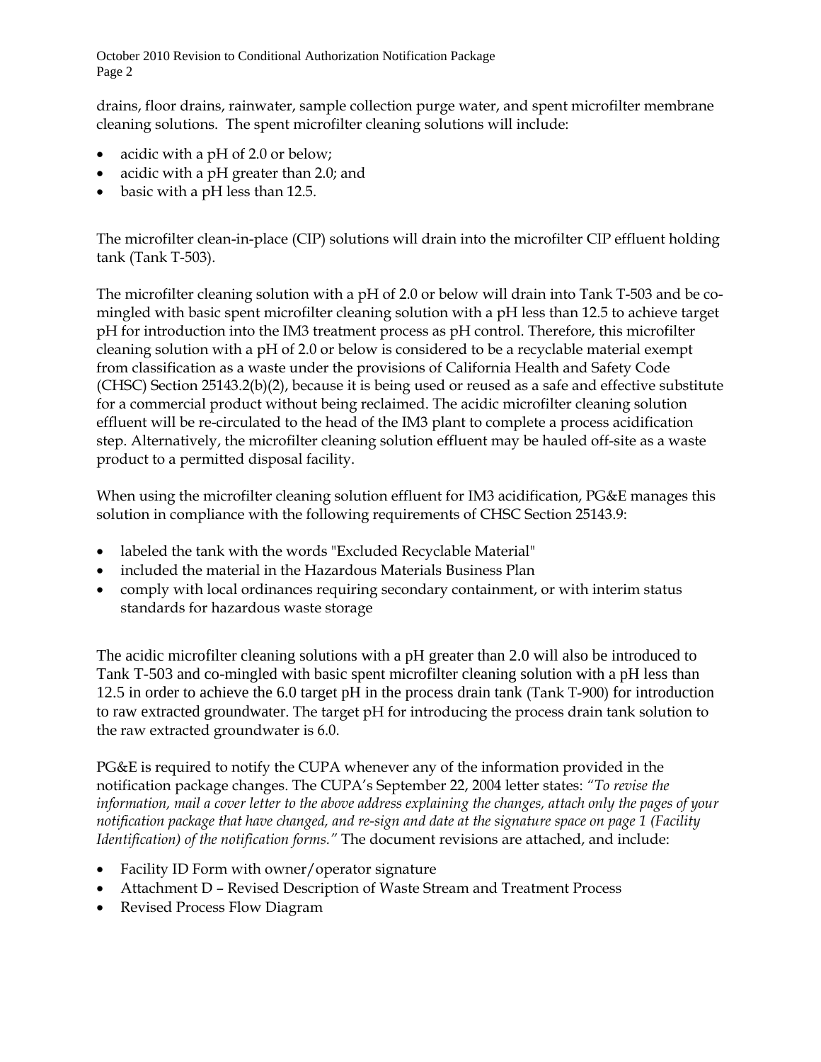drains, floor drains, rainwater, sample collection purge water, and spent microfilter membrane cleaning solutions. The spent microfilter cleaning solutions will include:

- acidic with a pH of 2.0 or below;
- acidic with a pH greater than 2.0; and
- basic with a pH less than 12.5.

The microfilter clean-in-place (CIP) solutions will drain into the microfilter CIP effluent holding tank (Tank T-503).

The microfilter cleaning solution with a pH of 2.0 or below will drain into Tank T-503 and be co-mingled with basic spent microfilter cleaning solution with a pH less than 12.5 to achieve target pH for introduction into the IM3 treatment process as pH control. Therefore, this microfilter cleaning solution with a pH of 2.0 or below is considered to be a recyclable material exempt from classification as a waste under the provisions of California Health and Safety Code (CHSC) Section 25143.2(b)(2), because it is being used or reused as a safe and effective substitute for a commercial product without being reclaimed. The acidic microfilter cleaning solution effluent will be re-circulated to the head of the IM3 plant to complete a process acidification step. Alternatively, the microfilter cleaning solution effluent may be hauled off-site as a waste product to a permitted disposal facility.

When using the microfilter cleaning solution effluent for IM3 acidification, PG&E manages this solution in compliance with the following requirements of CHSC Section 25143.9:

- labeled the tank with the words "Excluded Recyclable Material"
- included the material in the Hazardous Materials Business Plan
- comply with local ordinances requiring secondary containment, or with interim status standards for hazardous waste storage

The acidic microfilter cleaning solutions with a pH greater than 2.0 will also be introduced to Tank T-503 and co-mingled with basic spent microfilter cleaning solution with a pH less than 12.5 in order to achieve the 6.0 target pH in the process drain tank (Tank T-900) for introduction to raw extracted groundwater. The target pH for introducing the process drain tank solution to the raw extracted groundwater is 6.0.

PG&E is required to notify the CUPA whenever any of the information provided in the notification package changes. The CUPA's September 22, 2004 letter states: *"To revise the information, mail a cover letter to the above address explaining the changes, attach only the pages of your notification package that have changed, and re-sign and date at the signature space on page 1 (Facility Identification) of the notification forms."* The document revisions are attached, and include:

- Facility ID Form with owner/operator signature
- Attachment D – Revised Description of Waste Stream and Treatment Process
- Revised Process Flow Diagram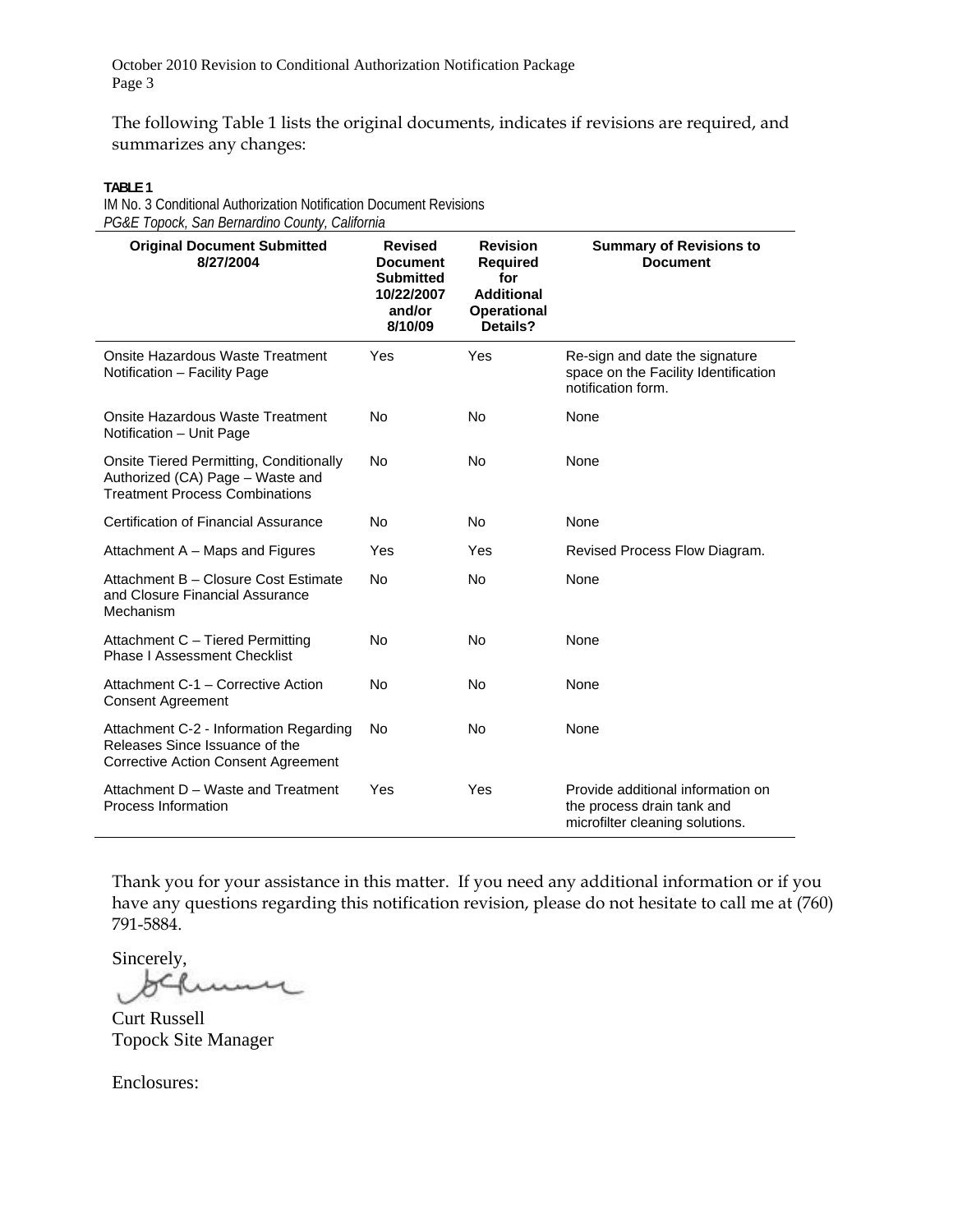The following Table 1 lists the original documents, indicates if revisions are required, and summarizes any changes:

**TABLE 1**
IM No. 3 Conditional Authorization Notification Document Revisions
*PG&E Topock, San Bernardino County, California*

| Original Document Submitted 8/27/2004 | Revised Document Submitted 10/22/2007 and/or 8/10/09 | Revision Required for Additional Operational Details? | Summary of Revisions to Document |
|---|---|---|---|
| Onsite Hazardous Waste Treatment Notification – Facility Page | Yes | Yes | Re-sign and date the signature space on the Facility Identification notification form. |
| Onsite Hazardous Waste Treatment Notification – Unit Page | No | No | None |
| Onsite Tiered Permitting, Conditionally Authorized (CA) Page – Waste and Treatment Process Combinations | No | No | None |
| Certification of Financial Assurance | No | No | None |
| Attachment A – Maps and Figures | Yes | Yes | Revised Process Flow Diagram. |
| Attachment B – Closure Cost Estimate and Closure Financial Assurance Mechanism | No | No | None |
| Attachment C – Tiered Permitting Phase I Assessment Checklist | No | No | None |
| Attachment C-1 – Corrective Action Consent Agreement | No | No | None |
| Attachment C-2 - Information Regarding Releases Since Issuance of the Corrective Action Consent Agreement | No | No | None |
| Attachment D – Waste and Treatment Process Information | Yes | Yes | Provide additional information on the process drain tank and microfilter cleaning solutions. |

Thank you for your assistance in this matter. If you need any additional information or if you have any questions regarding this notification revision, please do not hesitate to call me at (760) 791-5884.

Sincerely,

Curt Russell
Topock Site Manager

Enclosures: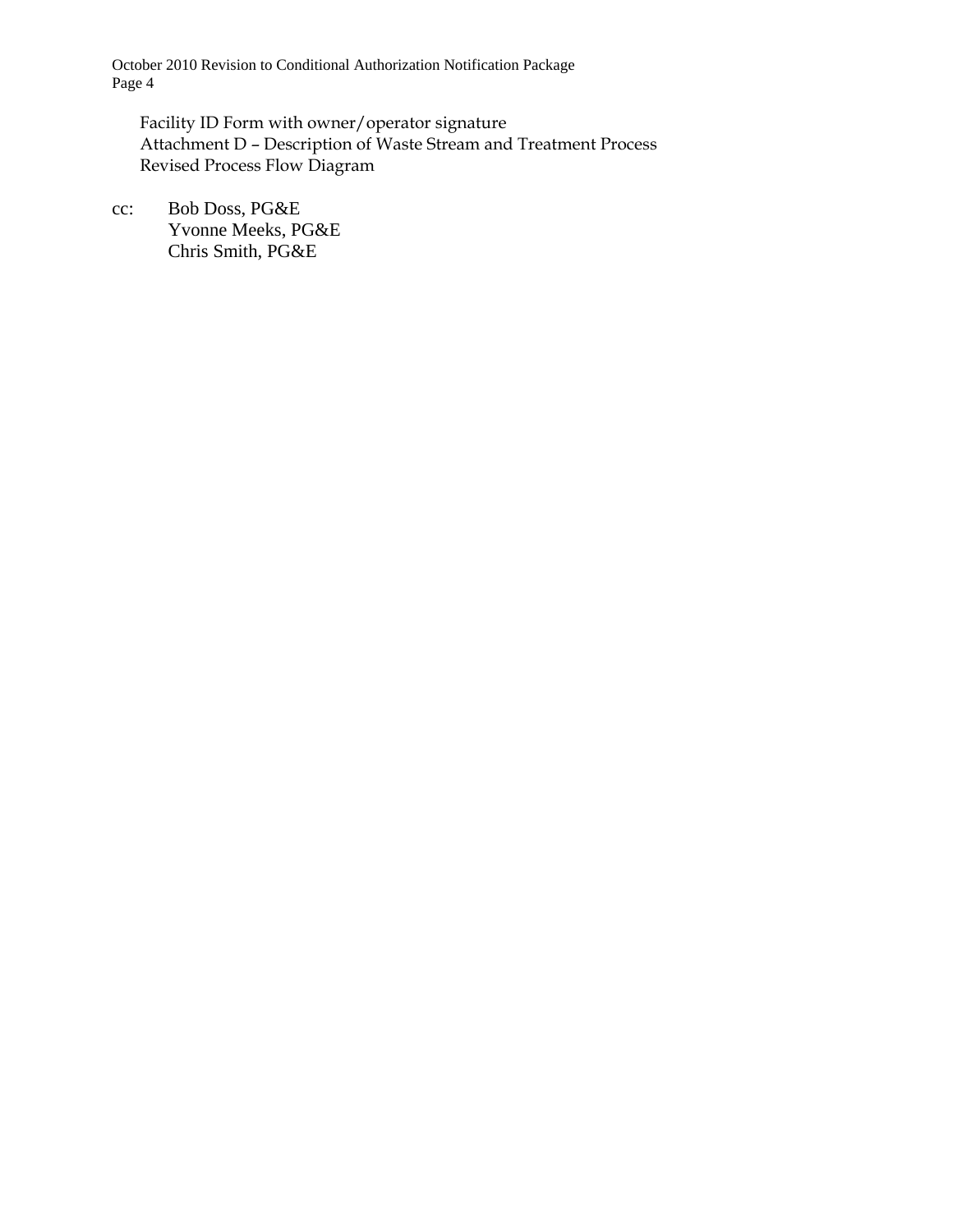Facility ID Form with owner/operator signature
Attachment D – Description of Waste Stream and Treatment Process
Revised Process Flow Diagram

cc: Bob Doss, PG&E
Yvonne Meeks, PG&E
Chris Smith, PG&E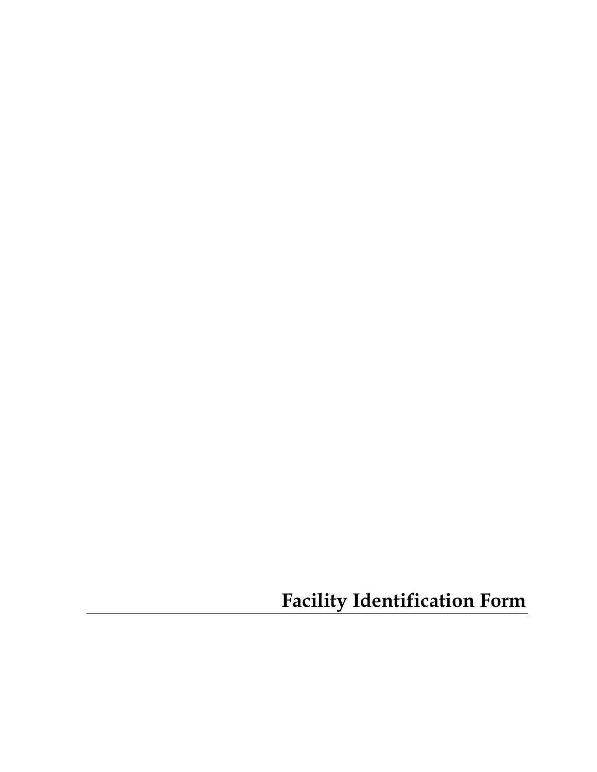# Facility Identification Form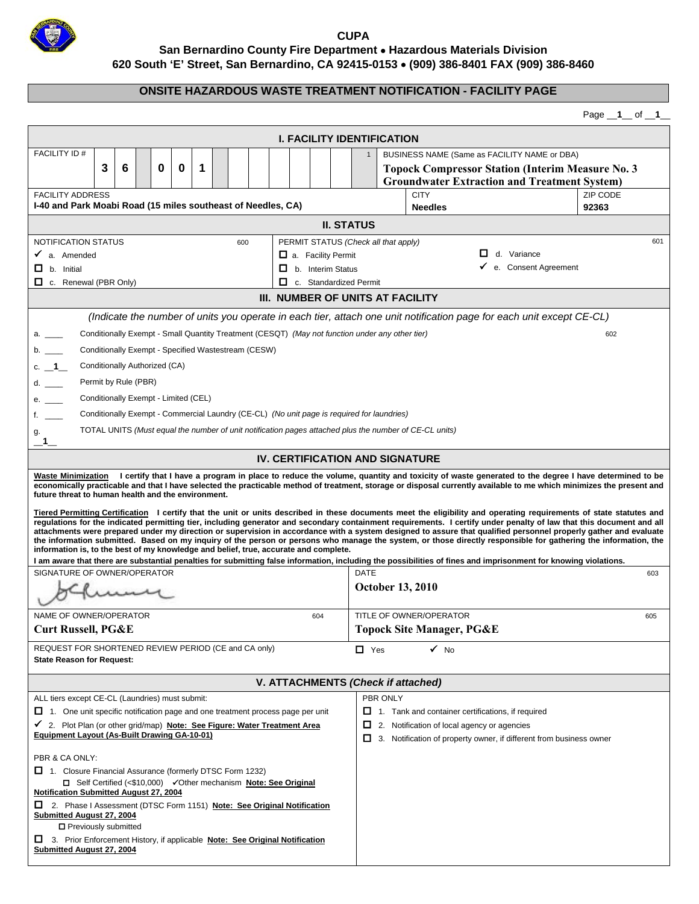**CUPA**

**San Bernardino County Fire Department • Hazardous Materials Division**

**620 South 'E' Street, San Bernardino, CA 92415-0153 • (909) 386-8401 FAX (909) 386-8460**

# ONSITE HAZARDOUS WASTE TREATMENT NOTIFICATION - FACILITY PAGE

Page **1** of **1**

## I. FACILITY IDENTIFICATION

| FACILITY ID # | BUSINESS NAME (Same as FACILITY NAME or DBA) | |
|---|---|---|
| 3 6 0 0 1 | **Topock Compressor Station (Interim Measure No. 3 Groundwater Extraction and Treatment System)** | |
| FACILITY ADDRESS | CITY | ZIP CODE |
| **I-40 and Park Moabi Road (15 miles southeast of Needles, CA)** | **Needles** | **92363** |

## II. STATUS

| NOTIFICATION STATUS (600) | PERMIT STATUS *(Check all that apply)* (601) | |
|---|---|---|
| ✓ a. Amended | ☐ a. Facility Permit | ☐ d. Variance |
| ☐ b. Initial | ☐ b. Interim Status | ✓ e. Consent Agreement |
| ☐ c. Renewal (PBR Only) | ☐ c. Standardized Permit | |

## III. NUMBER OF UNITS AT FACILITY

*(Indicate the number of units you operate in each tier, attach one unit notification page for each unit except CE-CL)*

a. ____ Conditionally Exempt - Small Quantity Treatment (CESQT) *(May not function under any other tier)* 602

b. ____ Conditionally Exempt - Specified Wastestream (CESW)

c. **1** Conditionally Authorized (CA)

d. ____ Permit by Rule (PBR)

e. ____ Conditionally Exempt - Limited (CEL)

f. ____ Conditionally Exempt - Commercial Laundry (CE-CL) *(No unit page is required for laundries)*

g. **1** TOTAL UNITS *(Must equal the number of unit notification pages attached plus the number of CE-CL units)*

## IV. CERTIFICATION AND SIGNATURE

**Waste Minimization** I certify that I have a program in place to reduce the volume, quantity and toxicity of waste generated to the degree I have determined to be economically practicable and that I have selected the practicable method of treatment, storage or disposal currently available to me which minimizes the present and future threat to human health and the environment.

**Tiered Permitting Certification** I certify that the unit or units described in these documents meet the eligibility and operating requirements of state statutes and regulations for the indicated permitting tier, including generator and secondary containment requirements. I certify under penalty of law that this document and all attachments were prepared under my direction or supervision in accordance with a system designed to assure that qualified personnel properly gather and evaluate the information submitted. Based on my inquiry of the person or persons who manage the system, or those directly responsible for gathering the information, the information is, to the best of my knowledge and belief, true, accurate and complete.

**I am aware that there are substantial penalties for submitting false information, including the possibilities of fines and imprisonment for knowing violations.**

| SIGNATURE OF OWNER/OPERATOR | DATE (603) |
|---|---|
| [signature] | **October 13, 2010** |
| NAME OF OWNER/OPERATOR (604) | TITLE OF OWNER/OPERATOR (605) |
| **Curt Russell, PG&E** | **Topock Site Manager, PG&E** |
| REQUEST FOR SHORTENED REVIEW PERIOD (CE and CA only) **State Reason for Request:** | ☐ Yes ✓ No |

## V. ATTACHMENTS *(Check if attached)*

ALL tiers except CE-CL (Laundries) must submit:

☐ 1. One unit specific notification page and one treatment process page per unit

✓ 2. Plot Plan (or other grid/map) **Note: See Figure: Water Treatment Area Equipment Layout (As-Built Drawing GA-10-01)**

PBR & CA ONLY:

☐ 1. Closure Financial Assurance (formerly DTSC Form 1232)
☐ Self Certified (<$10,000) ✓Other mechanism **Note: See Original Notification Submitted August 27, 2004**

☐ 2. Phase I Assessment (DTSC Form 1151) **Note: See Original Notification Submitted August 27, 2004**
☐ Previously submitted

☐ 3. Prior Enforcement History, if applicable **Note: See Original Notification Submitted August 27, 2004**

PBR ONLY

☐ 1. Tank and container certifications, if required

☐ 2. Notification of local agency or agencies

☐ 3. Notification of property owner, if different from business owner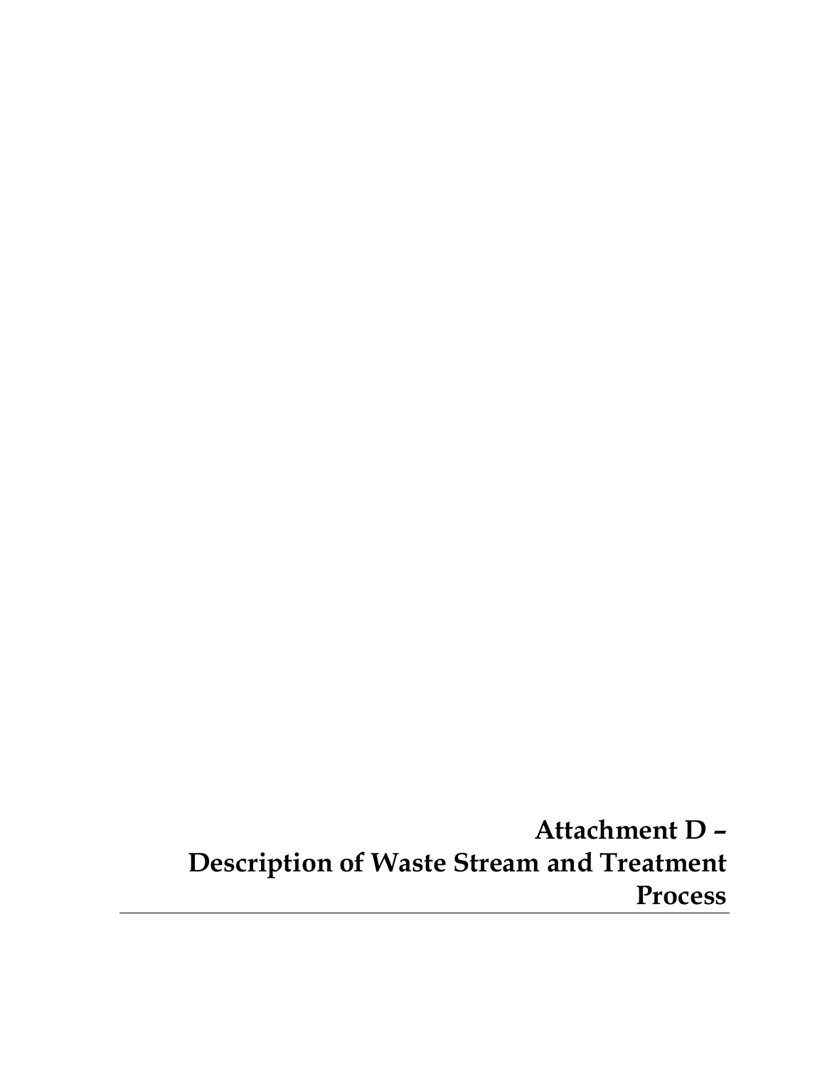# Attachment D – Description of Waste Stream and Treatment Process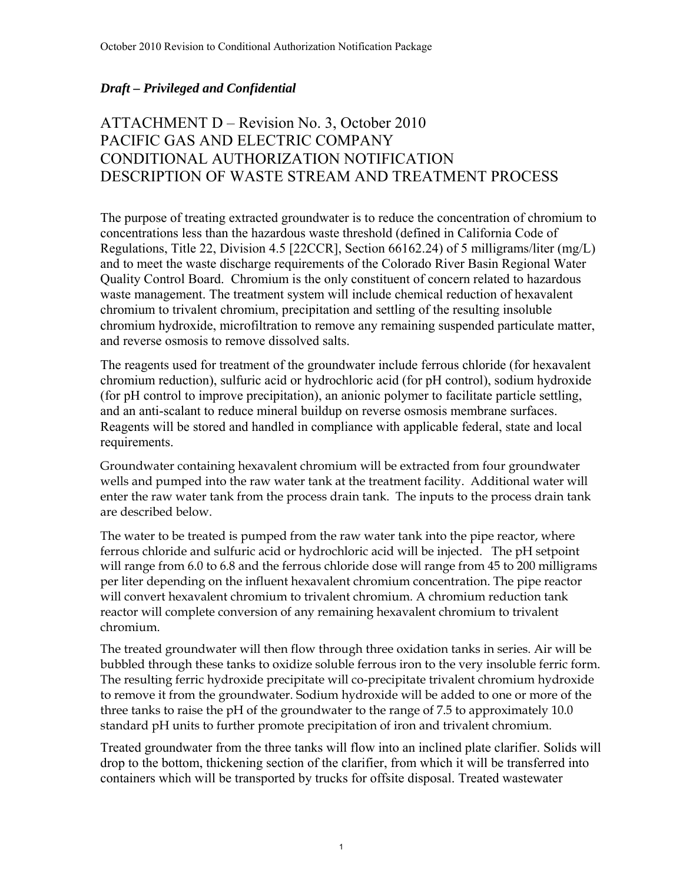*Draft – Privileged and Confidential*

# ATTACHMENT D – Revision No. 3, October 2010
# PACIFIC GAS AND ELECTRIC COMPANY
# CONDITIONAL AUTHORIZATION NOTIFICATION
# DESCRIPTION OF WASTE STREAM AND TREATMENT PROCESS

The purpose of treating extracted groundwater is to reduce the concentration of chromium to concentrations less than the hazardous waste threshold (defined in California Code of Regulations, Title 22, Division 4.5 [22CCR], Section 66162.24) of 5 milligrams/liter (mg/L) and to meet the waste discharge requirements of the Colorado River Basin Regional Water Quality Control Board. Chromium is the only constituent of concern related to hazardous waste management. The treatment system will include chemical reduction of hexavalent chromium to trivalent chromium, precipitation and settling of the resulting insoluble chromium hydroxide, microfiltration to remove any remaining suspended particulate matter, and reverse osmosis to remove dissolved salts.

The reagents used for treatment of the groundwater include ferrous chloride (for hexavalent chromium reduction), sulfuric acid or hydrochloric acid (for pH control), sodium hydroxide (for pH control to improve precipitation), an anionic polymer to facilitate particle settling, and an anti-scalant to reduce mineral buildup on reverse osmosis membrane surfaces. Reagents will be stored and handled in compliance with applicable federal, state and local requirements.

Groundwater containing hexavalent chromium will be extracted from four groundwater wells and pumped into the raw water tank at the treatment facility. Additional water will enter the raw water tank from the process drain tank. The inputs to the process drain tank are described below.

The water to be treated is pumped from the raw water tank into the pipe reactor, where ferrous chloride and sulfuric acid or hydrochloric acid will be injected. The pH setpoint will range from 6.0 to 6.8 and the ferrous chloride dose will range from 45 to 200 milligrams per liter depending on the influent hexavalent chromium concentration. The pipe reactor will convert hexavalent chromium to trivalent chromium. A chromium reduction tank reactor will complete conversion of any remaining hexavalent chromium to trivalent chromium.

The treated groundwater will then flow through three oxidation tanks in series. Air will be bubbled through these tanks to oxidize soluble ferrous iron to the very insoluble ferric form. The resulting ferric hydroxide precipitate will co-precipitate trivalent chromium hydroxide to remove it from the groundwater. Sodium hydroxide will be added to one or more of the three tanks to raise the pH of the groundwater to the range of 7.5 to approximately 10.0 standard pH units to further promote precipitation of iron and trivalent chromium.

Treated groundwater from the three tanks will flow into an inclined plate clarifier. Solids will drop to the bottom, thickening section of the clarifier, from which it will be transferred into containers which will be transported by trucks for offsite disposal. Treated wastewater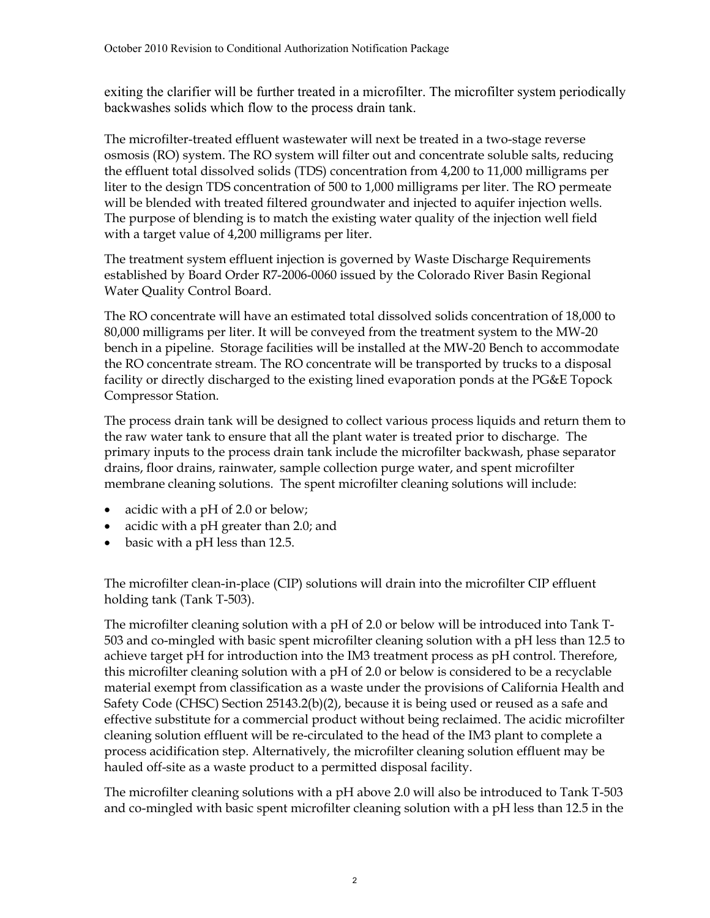exiting the clarifier will be further treated in a microfilter. The microfilter system periodically backwashes solids which flow to the process drain tank.

The microfilter-treated effluent wastewater will next be treated in a two-stage reverse osmosis (RO) system. The RO system will filter out and concentrate soluble salts, reducing the effluent total dissolved solids (TDS) concentration from 4,200 to 11,000 milligrams per liter to the design TDS concentration of 500 to 1,000 milligrams per liter. The RO permeate will be blended with treated filtered groundwater and injected to aquifer injection wells. The purpose of blending is to match the existing water quality of the injection well field with a target value of 4,200 milligrams per liter.

The treatment system effluent injection is governed by Waste Discharge Requirements established by Board Order R7-2006-0060 issued by the Colorado River Basin Regional Water Quality Control Board.

The RO concentrate will have an estimated total dissolved solids concentration of 18,000 to 80,000 milligrams per liter. It will be conveyed from the treatment system to the MW-20 bench in a pipeline. Storage facilities will be installed at the MW-20 Bench to accommodate the RO concentrate stream. The RO concentrate will be transported by trucks to a disposal facility or directly discharged to the existing lined evaporation ponds at the PG&E Topock Compressor Station.

The process drain tank will be designed to collect various process liquids and return them to the raw water tank to ensure that all the plant water is treated prior to discharge. The primary inputs to the process drain tank include the microfilter backwash, phase separator drains, floor drains, rainwater, sample collection purge water, and spent microfilter membrane cleaning solutions. The spent microfilter cleaning solutions will include:

- acidic with a pH of 2.0 or below;
- acidic with a pH greater than 2.0; and
- basic with a pH less than 12.5.

The microfilter clean-in-place (CIP) solutions will drain into the microfilter CIP effluent holding tank (Tank T-503).

The microfilter cleaning solution with a pH of 2.0 or below will be introduced into Tank T-503 and co-mingled with basic spent microfilter cleaning solution with a pH less than 12.5 to achieve target pH for introduction into the IM3 treatment process as pH control. Therefore, this microfilter cleaning solution with a pH of 2.0 or below is considered to be a recyclable material exempt from classification as a waste under the provisions of California Health and Safety Code (CHSC) Section 25143.2(b)(2), because it is being used or reused as a safe and effective substitute for a commercial product without being reclaimed. The acidic microfilter cleaning solution effluent will be re-circulated to the head of the IM3 plant to complete a process acidification step. Alternatively, the microfilter cleaning solution effluent may be hauled off-site as a waste product to a permitted disposal facility.

The microfilter cleaning solutions with a pH above 2.0 will also be introduced to Tank T-503 and co-mingled with basic spent microfilter cleaning solution with a pH less than 12.5 in the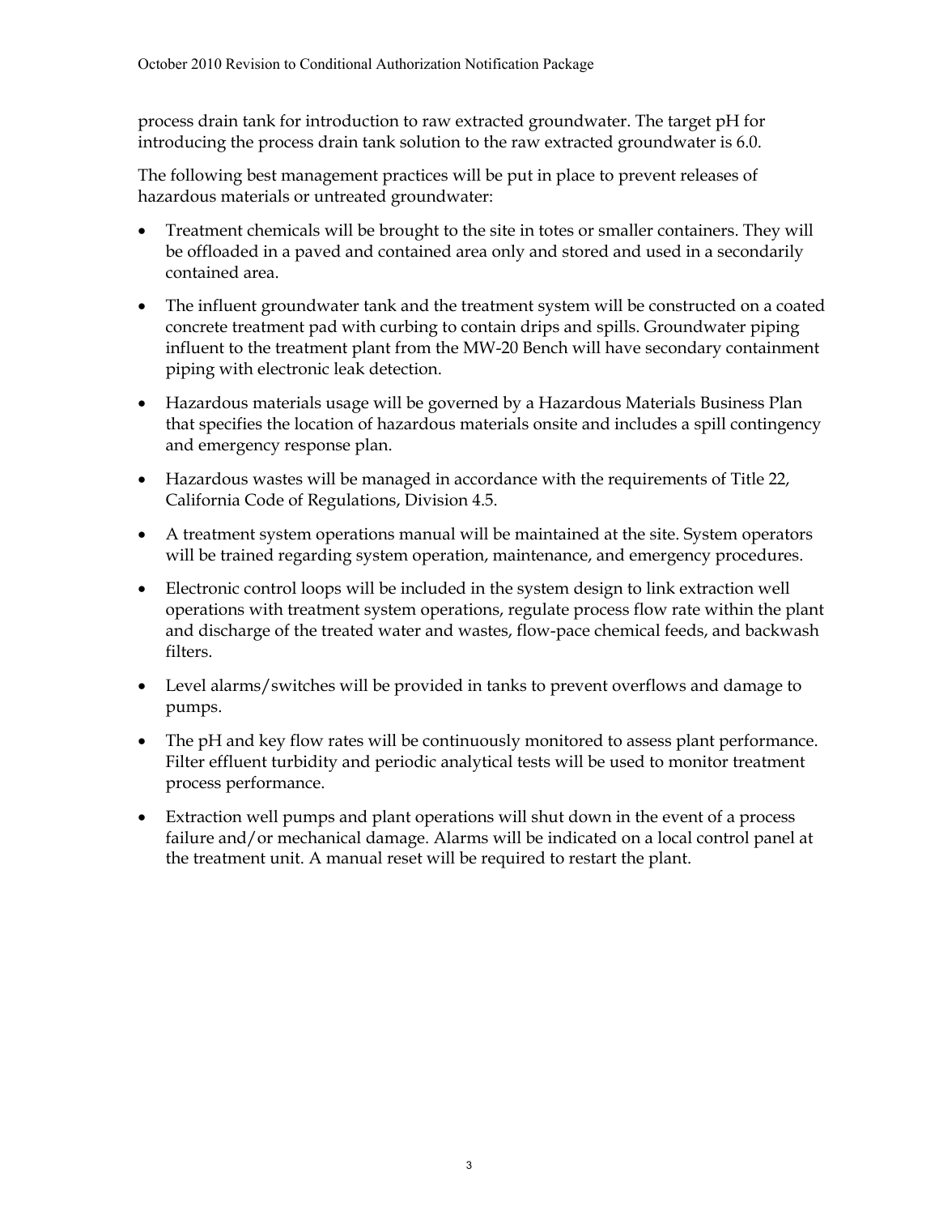process drain tank for introduction to raw extracted groundwater. The target pH for introducing the process drain tank solution to the raw extracted groundwater is 6.0.

The following best management practices will be put in place to prevent releases of hazardous materials or untreated groundwater:

- Treatment chemicals will be brought to the site in totes or smaller containers. They will be offloaded in a paved and contained area only and stored and used in a secondarily contained area.
- The influent groundwater tank and the treatment system will be constructed on a coated concrete treatment pad with curbing to contain drips and spills. Groundwater piping influent to the treatment plant from the MW-20 Bench will have secondary containment piping with electronic leak detection.
- Hazardous materials usage will be governed by a Hazardous Materials Business Plan that specifies the location of hazardous materials onsite and includes a spill contingency and emergency response plan.
- Hazardous wastes will be managed in accordance with the requirements of Title 22, California Code of Regulations, Division 4.5.
- A treatment system operations manual will be maintained at the site. System operators will be trained regarding system operation, maintenance, and emergency procedures.
- Electronic control loops will be included in the system design to link extraction well operations with treatment system operations, regulate process flow rate within the plant and discharge of the treated water and wastes, flow-pace chemical feeds, and backwash filters.
- Level alarms/switches will be provided in tanks to prevent overflows and damage to pumps.
- The pH and key flow rates will be continuously monitored to assess plant performance. Filter effluent turbidity and periodic analytical tests will be used to monitor treatment process performance.
- Extraction well pumps and plant operations will shut down in the event of a process failure and/or mechanical damage. Alarms will be indicated on a local control panel at the treatment unit. A manual reset will be required to restart the plant.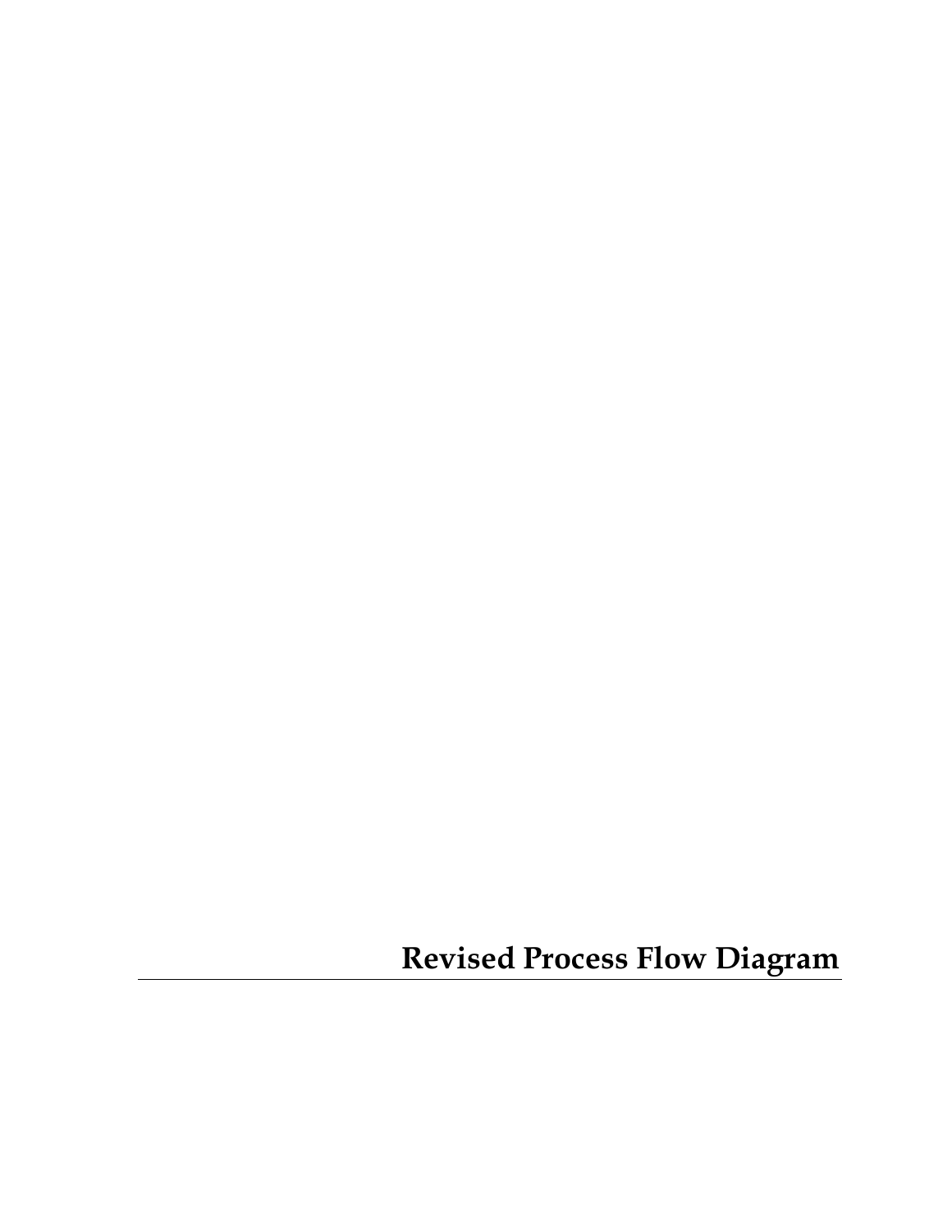# Revised Process Flow Diagram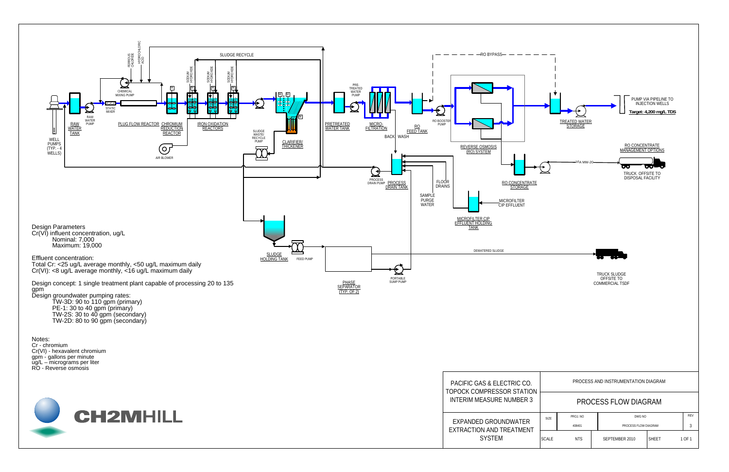Design Parameters

Cr(VI) influent concentration, ug/L

- Nominal: 7,000
- Maximum: 19,000

Effluent concentration:

Total Cr: <25 ug/L average monthly, <50 ug/L maximum daily

Cr(VI): <8 ug/L average monthly, <16 ug/L maximum daily

Design concept: 1 single treatment plant capable of processing 20 to 135 gpm

Design groundwater pumping rates:

- TW-3D: 90 to 110 gpm (primary)
- PE-1: 30 to 40 gpm (primary)
- TW-2S: 30 to 40 gpm (secondary)
- TW-2D: 80 to 90 gpm (secondary)

Notes:

Cr - chromium

Cr(VI) - hexavalent chromium

gpm - gallons per minute

ug/L – micrograms per liter

RO - Reverse osmosis

WELL PUMPS (TYP. - 4 WELLS)

RAW WATER TANK

RAW WATER PUMP

STATIC MIXER

FERROUS CHLORIDE

HYDROCHLORIC ACID

CHEMICAL MIXING PUMP

PLUG FLOW REACTOR

CHROMIUM REDUCTION REACTOR

AIR BLOWER

SODIUM HYDROXIDE

IRON OXIDATION REACTORS

SLUDGE RECYCLE

SLUDGE WASTE/ RECYCLE PUMP

CLARIFIER/ THICKENER

PRE-TREATED WATER PUMP

PRETREATED WATER TANK

MICRO-FILTRATION

BACK WASH

RO FEED TANK

RO BOOSTER PUMP

RO BYPASS

REVERSE OSMOSIS (RO) SYSTEM

TREATED WATER STORAGE

PUMP VIA PIPELINE TO INJECTION WELLS

**Target: 4,200 mg/L TDS**

RO CONCENTRATE MANAGEMENT OPTIONS

VIA MW-20

TRUCK OFFSITE TO DISPOSAL FACILITY

RO CONCENTRATE STORAGE

PROCESS DRAIN PUMP

PROCESS DRAIN TANK

FLOOR DRAINS

SAMPLE PURGE WATER

MICROFILTER CIP EFFLUENT

MICROFILTER CIP EFFLUENT HOLDING TANK

SLUDGE HOLDING TANK

FEED PUMP

PHASE SEPARATOR (TYP. OF 2)

PORTABLE SUMP PUMP

DEWATERED SLUDGE

TRUCK SLUDGE OFFSITE TO COMMERCIAL TSDF

CH2MHILL

| | | | | | |
|---|---|---|---|---|---|
| PACIFIC GAS & ELECTRIC CO. TOPOCK COMPRESSOR STATION INTERIM MEASURE NUMBER 3 | PROCESS AND INSTRUMENTATION DIAGRAM | | | | |
| | PROCESS FLOW DIAGRAM | | | | |
| EXPANDED GROUNDWATER EXTRACTION AND TREATMENT SYSTEM | SIZE | PROJ. NO 408401 | DWG NO PROCESS FLOW DIAGRAM | | REV 3 |
| | SCALE | NTS | SEPTEMBER 2010 | SHEET | 1 OF 1 |